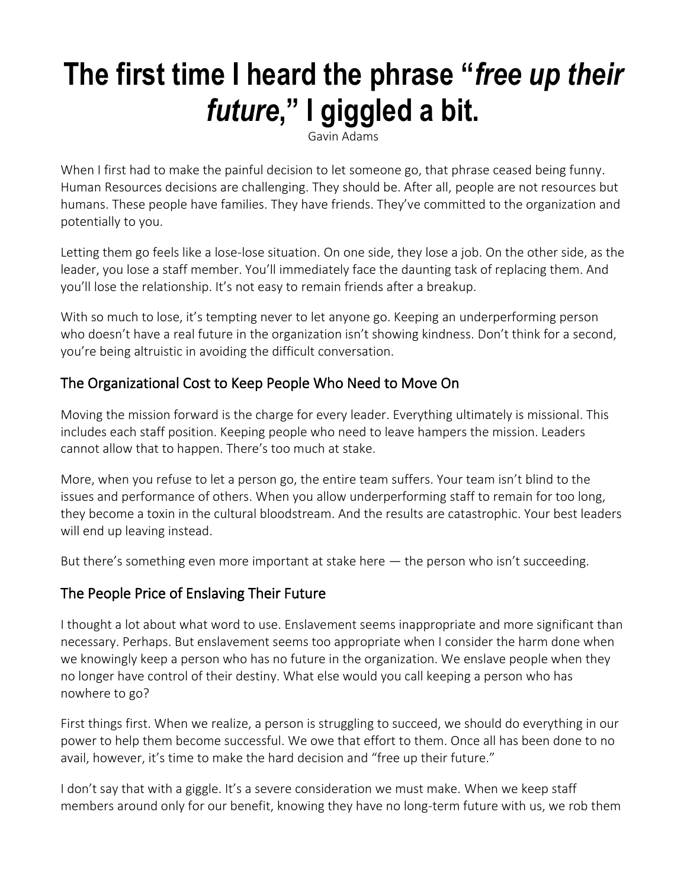# The first time I heard the phrase "*free up their future*," I giggled a bit.

Gavin Adams

When I first had to make the painful decision to let someone go, that phrase ceased being funny. Human Resources decisions are challenging. They should be. After all, people are not resources but humans. These people have families. They have friends. They've committed to the organization and potentially to you.

Letting them go feels like a lose-lose situation. On one side, they lose a job. On the other side, as the leader, you lose a staff member. You'll immediately face the daunting task of replacing them. And you'll lose the relationship. It's not easy to remain friends after a breakup.

With so much to lose, it's tempting never to let anyone go. Keeping an underperforming person who doesn't have a real future in the organization isn't showing kindness. Don't think for a second, you're being altruistic in avoiding the difficult conversation.

## The Organizational Cost to Keep People Who Need to Move On

Moving the mission forward is the charge for every leader. Everything ultimately is missional. This includes each staff position. Keeping people who need to leave hampers the mission. Leaders cannot allow that to happen. There's too much at stake.

More, when you refuse to let a person go, the entire team suffers. Your team isn't blind to the issues and performance of others. When you allow underperforming staff to remain for too long, they become a toxin in the cultural bloodstream. And the results are catastrophic. Your best leaders will end up leaving instead.

But there's something even more important at stake here — the person who isn't succeeding.

## The People Price of Enslaving Their Future

I thought a lot about what word to use. Enslavement seems inappropriate and more significant than necessary. Perhaps. But enslavement seems too appropriate when I consider the harm done when we knowingly keep a person who has no future in the organization. We enslave people when they no longer have control of their destiny. What else would you call keeping a person who has nowhere to go?

First things first. When we realize, a person is struggling to succeed, we should do everything in our power to help them become successful. We owe that effort to them. Once all has been done to no avail, however, it's time to make the hard decision and "free up their future."

I don't say that with a giggle. It's a severe consideration we must make. When we keep staff members around only for our benefit, knowing they have no long-term future with us, we rob them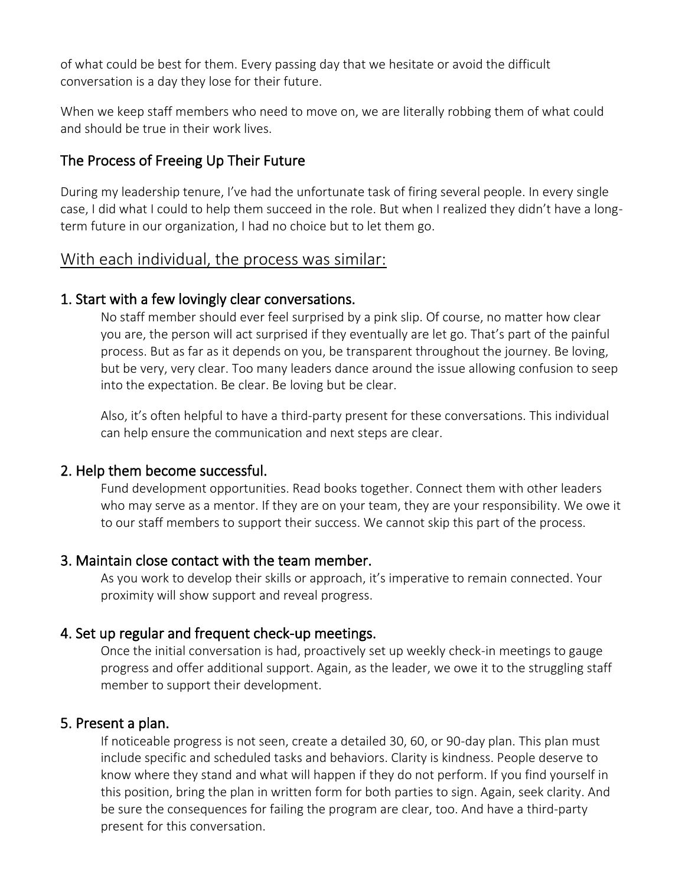of what could be best for them. Every passing day that we hesitate or avoid the difficult conversation is a day they lose for their future.

When we keep staff members who need to move on, we are literally robbing them of what could and should be true in their work lives.

## The Process of Freeing Up Their Future

During my leadership tenure, I've had the unfortunate task of firing several people. In every single case, I did what I could to help them succeed in the role. But when I realized they didn't have a long-term future in our organization, I had no choice but to let them go.

## With each individual, the process was similar:

### 1. Start with a few lovingly clear conversations.

No staff member should ever feel surprised by a pink slip. Of course, no matter how clear you are, the person will act surprised if they eventually are let go. That's part of the painful process. But as far as it depends on you, be transparent throughout the journey. Be loving, but be very, very clear. Too many leaders dance around the issue allowing confusion to seep into the expectation. Be clear. Be loving but be clear.

Also, it's often helpful to have a third-party present for these conversations. This individual can help ensure the communication and next steps are clear.

### 2. Help them become successful.

Fund development opportunities. Read books together. Connect them with other leaders who may serve as a mentor. If they are on your team, they are your responsibility. We owe it to our staff members to support their success. We cannot skip this part of the process.

### 3. Maintain close contact with the team member.

As you work to develop their skills or approach, it's imperative to remain connected. Your proximity will show support and reveal progress.

### 4. Set up regular and frequent check-up meetings.

Once the initial conversation is had, proactively set up weekly check-in meetings to gauge progress and offer additional support. Again, as the leader, we owe it to the struggling staff member to support their development.

### 5. Present a plan.

If noticeable progress is not seen, create a detailed 30, 60, or 90-day plan. This plan must include specific and scheduled tasks and behaviors. Clarity is kindness. People deserve to know where they stand and what will happen if they do not perform. If you find yourself in this position, bring the plan in written form for both parties to sign. Again, seek clarity. And be sure the consequences for failing the program are clear, too. And have a third-party present for this conversation.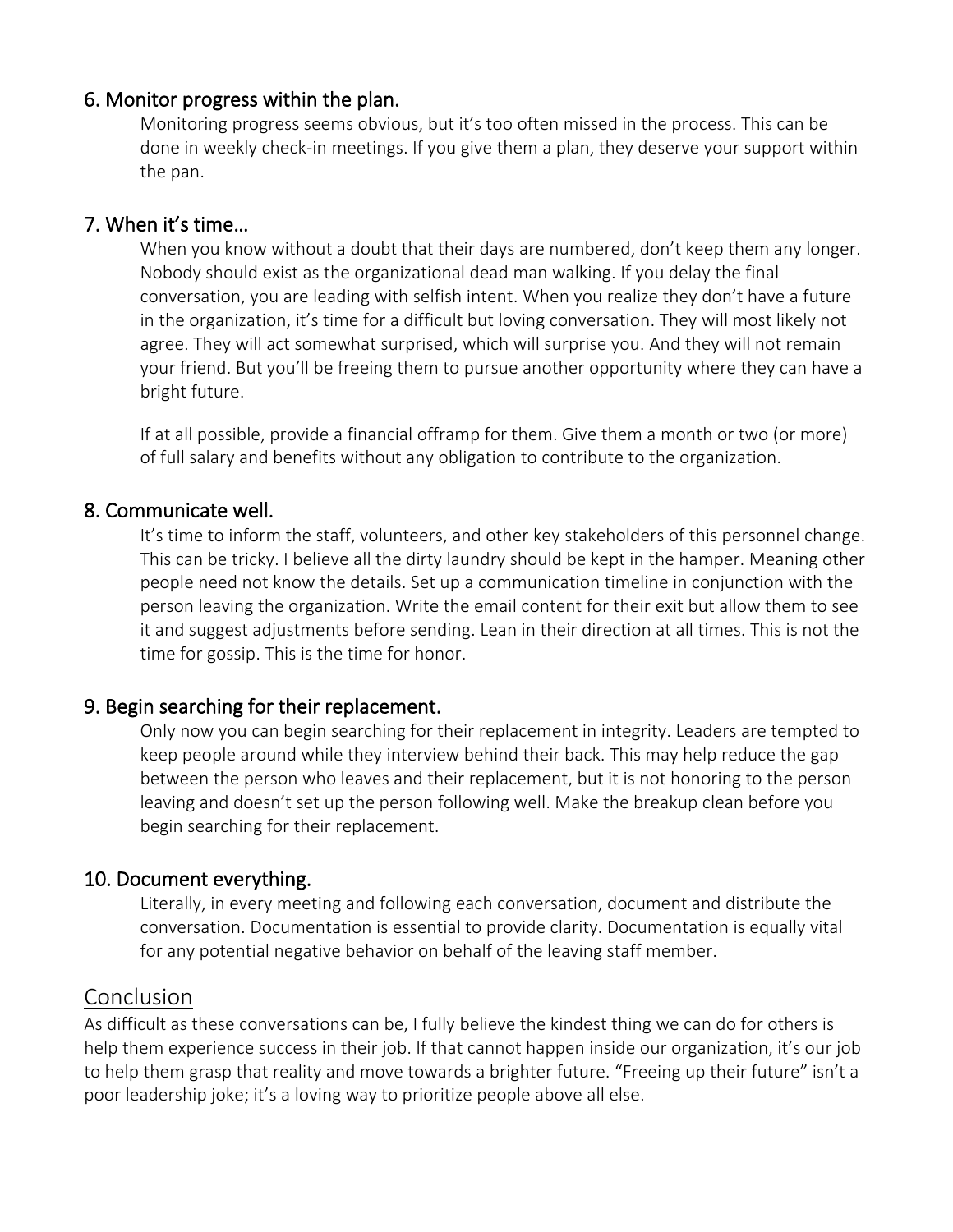### 6. Monitor progress within the plan.

Monitoring progress seems obvious, but it's too often missed in the process. This can be done in weekly check-in meetings. If you give them a plan, they deserve your support within the pan.

### 7. When it's time…

When you know without a doubt that their days are numbered, don't keep them any longer. Nobody should exist as the organizational dead man walking. If you delay the final conversation, you are leading with selfish intent. When you realize they don't have a future in the organization, it's time for a difficult but loving conversation. They will most likely not agree. They will act somewhat surprised, which will surprise you. And they will not remain your friend. But you'll be freeing them to pursue another opportunity where they can have a bright future.

If at all possible, provide a financial offramp for them. Give them a month or two (or more) of full salary and benefits without any obligation to contribute to the organization.

### 8. Communicate well.

It's time to inform the staff, volunteers, and other key stakeholders of this personnel change. This can be tricky. I believe all the dirty laundry should be kept in the hamper. Meaning other people need not know the details. Set up a communication timeline in conjunction with the person leaving the organization. Write the email content for their exit but allow them to see it and suggest adjustments before sending. Lean in their direction at all times. This is not the time for gossip. This is the time for honor.

### 9. Begin searching for their replacement.

Only now you can begin searching for their replacement in integrity. Leaders are tempted to keep people around while they interview behind their back. This may help reduce the gap between the person who leaves and their replacement, but it is not honoring to the person leaving and doesn't set up the person following well. Make the breakup clean before you begin searching for their replacement.

### 10. Document everything.

Literally, in every meeting and following each conversation, document and distribute the conversation. Documentation is essential to provide clarity. Documentation is equally vital for any potential negative behavior on behalf of the leaving staff member.

## Conclusion

As difficult as these conversations can be, I fully believe the kindest thing we can do for others is help them experience success in their job. If that cannot happen inside our organization, it's our job to help them grasp that reality and move towards a brighter future. "Freeing up their future" isn't a poor leadership joke; it's a loving way to prioritize people above all else.